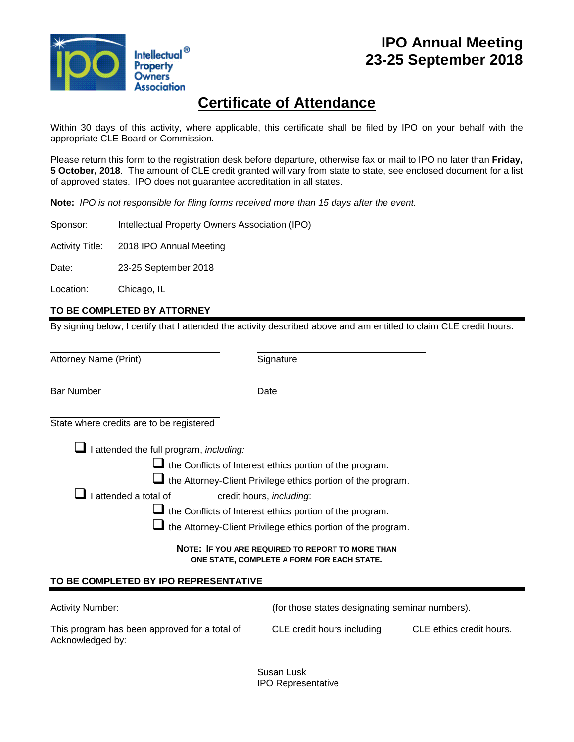Intellectual Property Owners Association®

# IPO Annual Meeting
# 23-25 September 2018

## Certificate of Attendance

Within 30 days of this activity, where applicable, this certificate shall be filed by IPO on your behalf with the appropriate CLE Board or Commission.

Please return this form to the registration desk before departure, otherwise fax or mail to IPO no later than **Friday, 5 October, 2018**. The amount of CLE credit granted will vary from state to state, see enclosed document for a list of approved states. IPO does not guarantee accreditation in all states.

**Note:** *IPO is not responsible for filing forms received more than 15 days after the event.*

Sponsor: Intellectual Property Owners Association (IPO)

Activity Title: 2018 IPO Annual Meeting

Date: 23-25 September 2018

Location: Chicago, IL

### TO BE COMPLETED BY ATTORNEY

By signing below, I certify that I attended the activity described above and am entitled to claim CLE credit hours.

_______________________ _______________________

Attorney Name (Print) Signature

_______________________ _______________________

Bar Number Date

_______________________

State where credits are to be registered

- ❑ I attended the full program, *including:*
  - ❑ the Conflicts of Interest ethics portion of the program.
  - ❑ the Attorney-Client Privilege ethics portion of the program.
- ❑ I attended a total of ________ credit hours, *including*:
  - ❑ the Conflicts of Interest ethics portion of the program.
  - ❑ the Attorney-Client Privilege ethics portion of the program.

**NOTE: IF YOU ARE REQUIRED TO REPORT TO MORE THAN ONE STATE, COMPLETE A FORM FOR EACH STATE.**

### TO BE COMPLETED BY IPO REPRESENTATIVE

Activity Number: ___________________________ (for those states designating seminar numbers).

This program has been approved for a total of _____ CLE credit hours including _____CLE ethics credit hours.
Acknowledged by:

_______________________

Susan Lusk
IPO Representative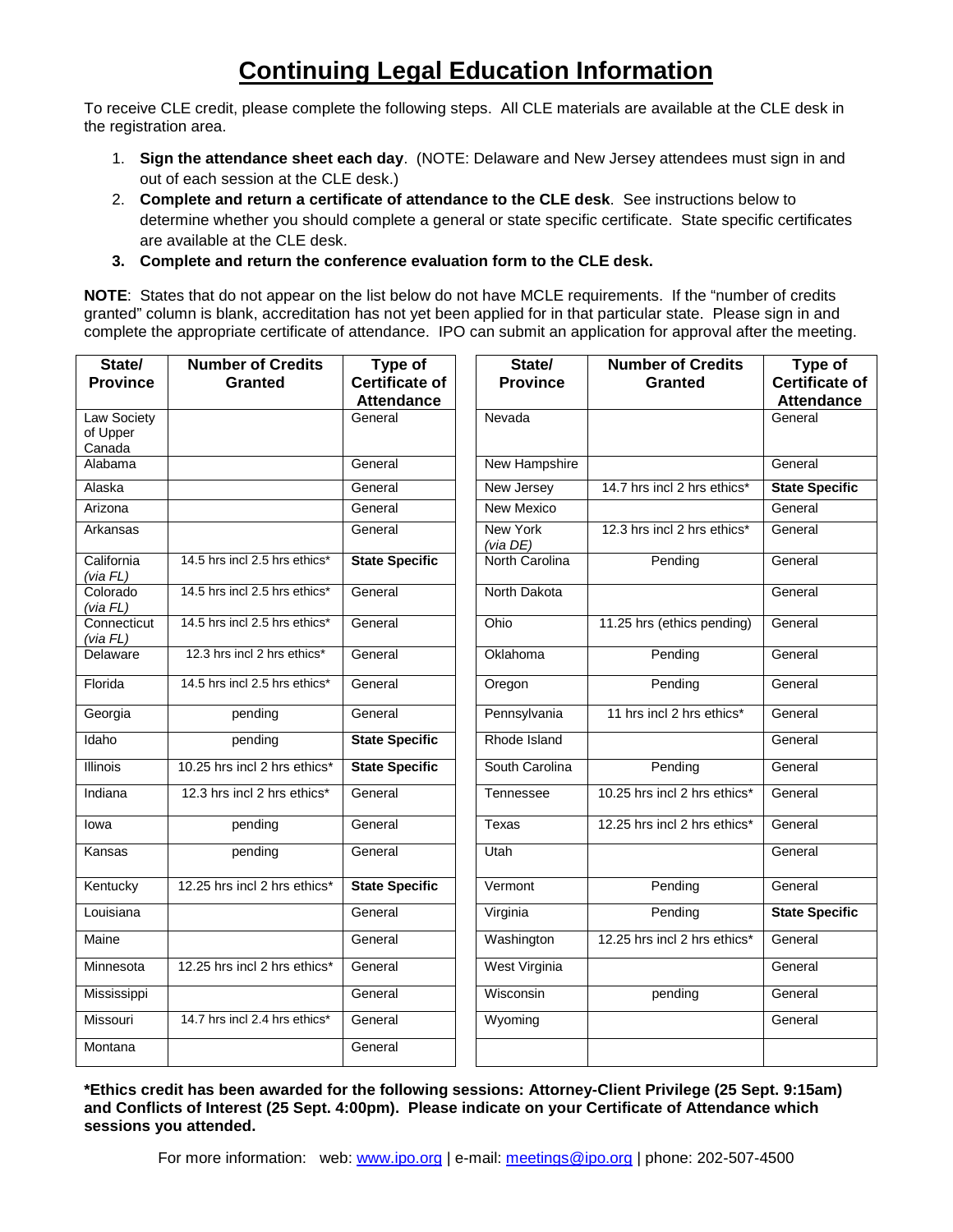# Continuing Legal Education Information

To receive CLE credit, please complete the following steps. All CLE materials are available at the CLE desk in the registration area.

1. **Sign the attendance sheet each day**. (NOTE: Delaware and New Jersey attendees must sign in and out of each session at the CLE desk.)
2. **Complete and return a certificate of attendance to the CLE desk**. See instructions below to determine whether you should complete a general or state specific certificate. State specific certificates are available at the CLE desk.
3. **Complete and return the conference evaluation form to the CLE desk.**

**NOTE**: States that do not appear on the list below do not have MCLE requirements. If the "number of credits granted" column is blank, accreditation has not yet been applied for in that particular state. Please sign in and complete the appropriate certificate of attendance. IPO can submit an application for approval after the meeting.

| State/ Province | Number of Credits Granted | Type of Certificate of Attendance |
|---|---|---|
| Law Society of Upper Canada | | General |
| Alabama | | General |
| Alaska | | General |
| Arizona | | General |
| Arkansas | | General |
| California *(via FL)* | 14.5 hrs incl 2.5 hrs ethics* | **State Specific** |
| Colorado *(via FL)* | 14.5 hrs incl 2.5 hrs ethics* | General |
| Connecticut *(via FL)* | 14.5 hrs incl 2.5 hrs ethics* | General |
| Delaware | 12.3 hrs incl 2 hrs ethics* | General |
| Florida | 14.5 hrs incl 2.5 hrs ethics* | General |
| Georgia | pending | General |
| Idaho | pending | **State Specific** |
| Illinois | 10.25 hrs incl 2 hrs ethics* | **State Specific** |
| Indiana | 12.3 hrs incl 2 hrs ethics* | General |
| Iowa | pending | General |
| Kansas | pending | General |
| Kentucky | 12.25 hrs incl 2 hrs ethics* | **State Specific** |
| Louisiana | | General |
| Maine | | General |
| Minnesota | 12.25 hrs incl 2 hrs ethics* | General |
| Mississippi | | General |
| Missouri | 14.7 hrs incl 2.4 hrs ethics* | General |
| Montana | | General |
| Nevada | | General |
| New Hampshire | | General |
| New Jersey | 14.7 hrs incl 2 hrs ethics* | **State Specific** |
| New Mexico | | General |
| New York *(via DE)* | 12.3 hrs incl 2 hrs ethics* | General |
| North Carolina | Pending | General |
| North Dakota | | General |
| Ohio | 11.25 hrs (ethics pending) | General |
| Oklahoma | Pending | General |
| Oregon | Pending | General |
| Pennsylvania | 11 hrs incl 2 hrs ethics* | General |
| Rhode Island | | General |
| South Carolina | Pending | General |
| Tennessee | 10.25 hrs incl 2 hrs ethics* | General |
| Texas | 12.25 hrs incl 2 hrs ethics* | General |
| Utah | | General |
| Vermont | Pending | General |
| Virginia | Pending | **State Specific** |
| Washington | 12.25 hrs incl 2 hrs ethics* | General |
| West Virginia | | General |
| Wisconsin | pending | General |
| Wyoming | | General |

***Ethics credit has been awarded for the following sessions: Attorney-Client Privilege (25 Sept. 9:15am) and Conflicts of Interest (25 Sept. 4:00pm). Please indicate on your Certificate of Attendance which sessions you attended.**

For more information: web: www.ipo.org | e-mail: meetings@ipo.org | phone: 202-507-4500